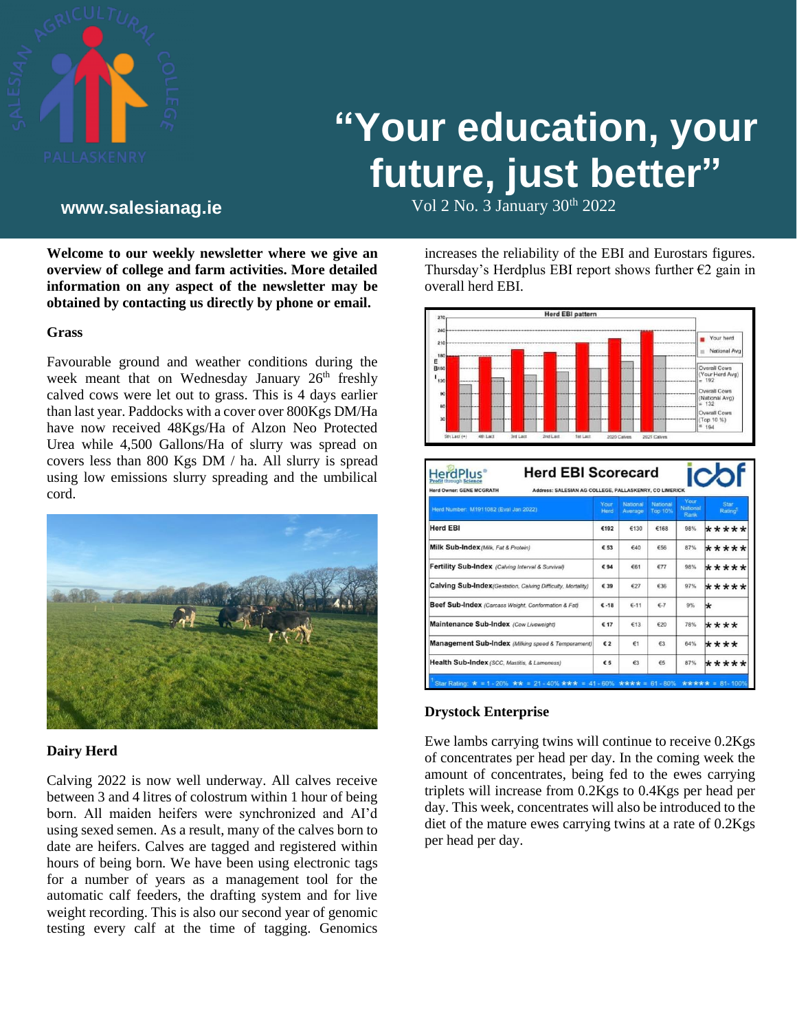# "Your education, your future, just better"

**www.salesianag.ie**

Vol 2 No. 3 January 30th 2022

**Welcome to our weekly newsletter where we give an overview of college and farm activities. More detailed information on any aspect of the newsletter may be obtained by contacting us directly by phone or email.**

### Grass

Favourable ground and weather conditions during the week meant that on Wednesday January 26th freshly calved cows were let out to grass. This is 4 days earlier than last year. Paddocks with a cover over 800Kgs DM/Ha have now received 48Kgs/Ha of Alzon Neo Protected Urea while 4,500 Gallons/Ha of slurry was spread on covers less than 800 Kgs DM / ha. All slurry is spread using low emissions slurry spreading and the umbilical cord.

### Dairy Herd

Calving 2022 is now well underway. All calves receive between 3 and 4 litres of colostrum within 1 hour of being born. All maiden heifers were synchronized and AI'd using sexed semen. As a result, many of the calves born to date are heifers. Calves are tagged and registered within hours of being born. We have been using electronic tags for a number of years as a management tool for the automatic calf feeders, the drafting system and for live weight recording. This is also our second year of genomic testing every calf at the time of tagging. Genomics increases the reliability of the EBI and Eurostars figures. Thursday's Herdplus EBI report shows further €2 gain in overall herd EBI.

**Herd EBI Scorecard**

Herd Owner: GENE MCGRATH — Address: SALESIAN AG COLLEGE, PALLASKENRY, CO LIMERICK

| Herd Number: M1911082 (Eval Jan 2022) | Your Herd | National Average | National Top 10% | Your National Rank | Star Rating[1] |
|---|---|---|---|---|---|
| Herd EBI | €192 | €130 | €168 | 98% | ***** |
| Milk Sub-Index (Milk, Fat & Protein) | € 53 | €40 | €56 | 87% | ***** |
| Fertility Sub-Index (Calving Interval & Survival) | € 94 | €61 | €77 | 98% | ***** |
| Calving Sub-Index (Gestation, Calving Difficulty, Mortality) | € 39 | €27 | €36 | 97% | ***** |
| Beef Sub-Index (Carcass Weight, Conformation & Fat) | € -18 | €-11 | €-7 | 9% | * |
| Maintenance Sub-Index (Cow Liveweight) | € 17 | €13 | €20 | 78% | **** |
| Management Sub-Index (Milking speed & Temperament) | € 2 | €1 | €3 | 64% | **** |
| Health Sub-Index (SCC, Mastitis, & Lameness) | € 5 | €3 | €5 | 87% | ***** |

[1] Star Rating: * = 1 - 20% ** = 21 - 40% *** = 41 - 60% **** = 61 - 80% ***** = 81 - 100%

### Drystock Enterprise

Ewe lambs carrying twins will continue to receive 0.2Kgs of concentrates per head per day. In the coming week the amount of concentrates, being fed to the ewes carrying triplets will increase from 0.2Kgs to 0.4Kgs per head per day. This week, concentrates will also be introduced to the diet of the mature ewes carrying twins at a rate of 0.2Kgs per head per day.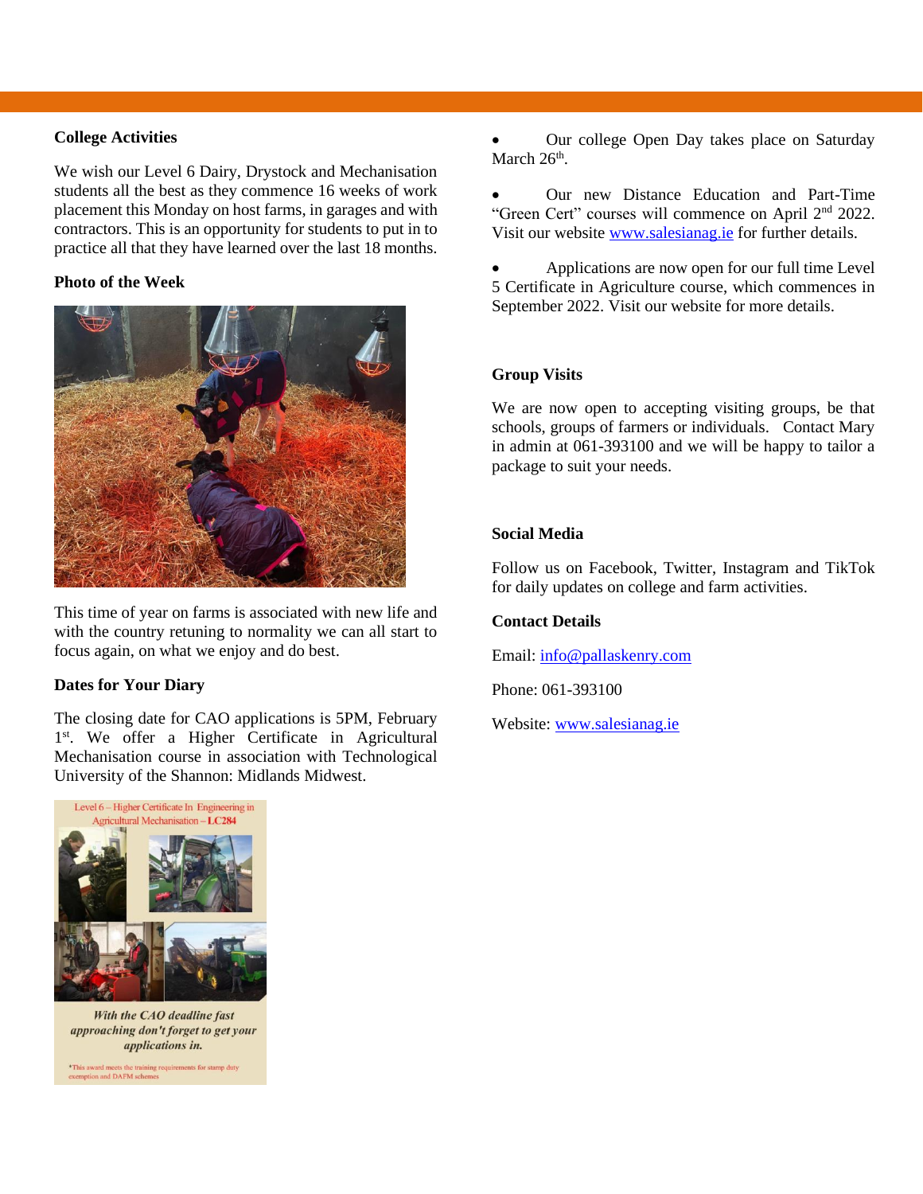## College Activities

We wish our Level 6 Dairy, Drystock and Mechanisation students all the best as they commence 16 weeks of work placement this Monday on host farms, in garages and with contractors. This is an opportunity for students to put in to practice all that they have learned over the last 18 months.

## Photo of the Week

This time of year on farms is associated with new life and with the country retuning to normality we can all start to focus again, on what we enjoy and do best.

## Dates for Your Diary

The closing date for CAO applications is 5PM, February 1st. We offer a Higher Certificate in Agricultural Mechanisation course in association with Technological University of the Shannon: Midlands Midwest.

Level 6 – Higher Certificate In Engineering in Agricultural Mechanisation – LC284

*With the CAO deadline fast approaching don't forget to get your applications in.*

*This award meets the training requirements for stamp duty exemption and DAFM schemes

- Our college Open Day takes place on Saturday March 26th.
- Our new Distance Education and Part-Time "Green Cert" courses will commence on April 2nd 2022. Visit our website www.salesianag.ie for further details.
- Applications are now open for our full time Level 5 Certificate in Agriculture course, which commences in September 2022. Visit our website for more details.

## Group Visits

We are now open to accepting visiting groups, be that schools, groups of farmers or individuals. Contact Mary in admin at 061-393100 and we will be happy to tailor a package to suit your needs.

## Social Media

Follow us on Facebook, Twitter, Instagram and TikTok for daily updates on college and farm activities.

## Contact Details

Email: info@pallaskenry.com

Phone: 061-393100

Website: www.salesianag.ie